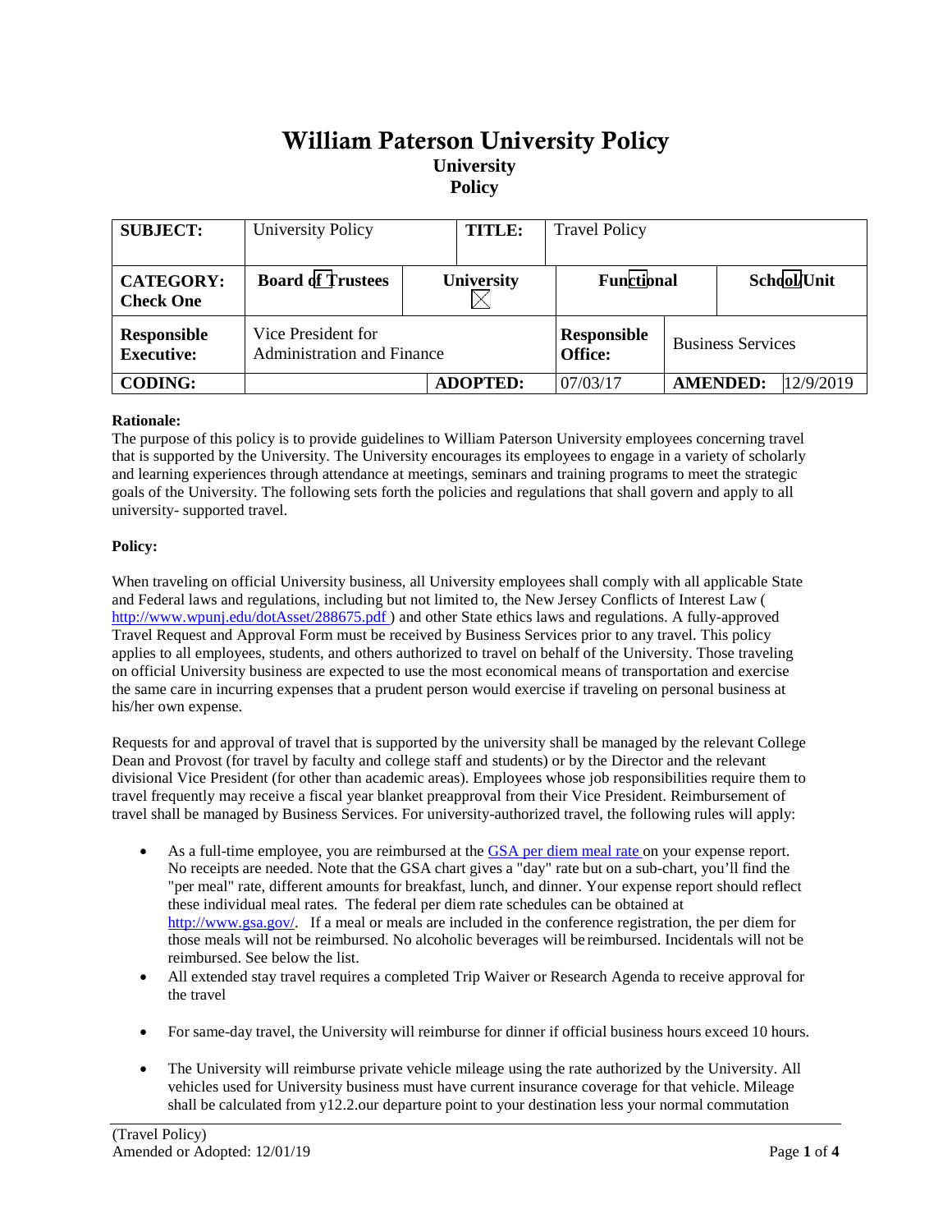# William Paterson University Policy

**University Policy**

| **SUBJECT:** | University Policy | | **TITLE:** | Travel Policy | | |
|---|---|---|---|---|---|---|
| **CATEGORY: Check One** | **Board of Trustees** | **University** ☒ | | **Functional** | | **School/Unit** |
| **Responsible Executive:** | Vice President for Administration and Finance | | | **Responsible Office:** | Business Services | |
| **CODING:** | | **ADOPTED:** | | 07/03/17 | **AMENDED:** | 12/9/2019 |

**Rationale:**
The purpose of this policy is to provide guidelines to William Paterson University employees concerning travel that is supported by the University. The University encourages its employees to engage in a variety of scholarly and learning experiences through attendance at meetings, seminars and training programs to meet the strategic goals of the University. The following sets forth the policies and regulations that shall govern and apply to all university- supported travel.

**Policy:**

When traveling on official University business, all University employees shall comply with all applicable State and Federal laws and regulations, including but not limited to, the New Jersey Conflicts of Interest Law ( http://www.wpunj.edu/dotAsset/288675.pdf ) and other State ethics laws and regulations. A fully-approved Travel Request and Approval Form must be received by Business Services prior to any travel. This policy applies to all employees, students, and others authorized to travel on behalf of the University. Those traveling on official University business are expected to use the most economical means of transportation and exercise the same care in incurring expenses that a prudent person would exercise if traveling on personal business at his/her own expense.

Requests for and approval of travel that is supported by the university shall be managed by the relevant College Dean and Provost (for travel by faculty and college staff and students) or by the Director and the relevant divisional Vice President (for other than academic areas). Employees whose job responsibilities require them to travel frequently may receive a fiscal year blanket preapproval from their Vice President. Reimbursement of travel shall be managed by Business Services. For university-authorized travel, the following rules will apply:

- As a full-time employee, you are reimbursed at the GSA per diem meal rate on your expense report. No receipts are needed. Note that the GSA chart gives a "day" rate but on a sub-chart, you'll find the "per meal" rate, different amounts for breakfast, lunch, and dinner. Your expense report should reflect these individual meal rates. The federal per diem rate schedules can be obtained at http://www.gsa.gov/. If a meal or meals are included in the conference registration, the per diem for those meals will not be reimbursed. No alcoholic beverages will be reimbursed. Incidentals will not be reimbursed. See below the list.
- All extended stay travel requires a completed Trip Waiver or Research Agenda to receive approval for the travel
- For same-day travel, the University will reimburse for dinner if official business hours exceed 10 hours.
- The University will reimburse private vehicle mileage using the rate authorized by the University. All vehicles used for University business must have current insurance coverage for that vehicle. Mileage shall be calculated from y12.2.our departure point to your destination less your normal commutation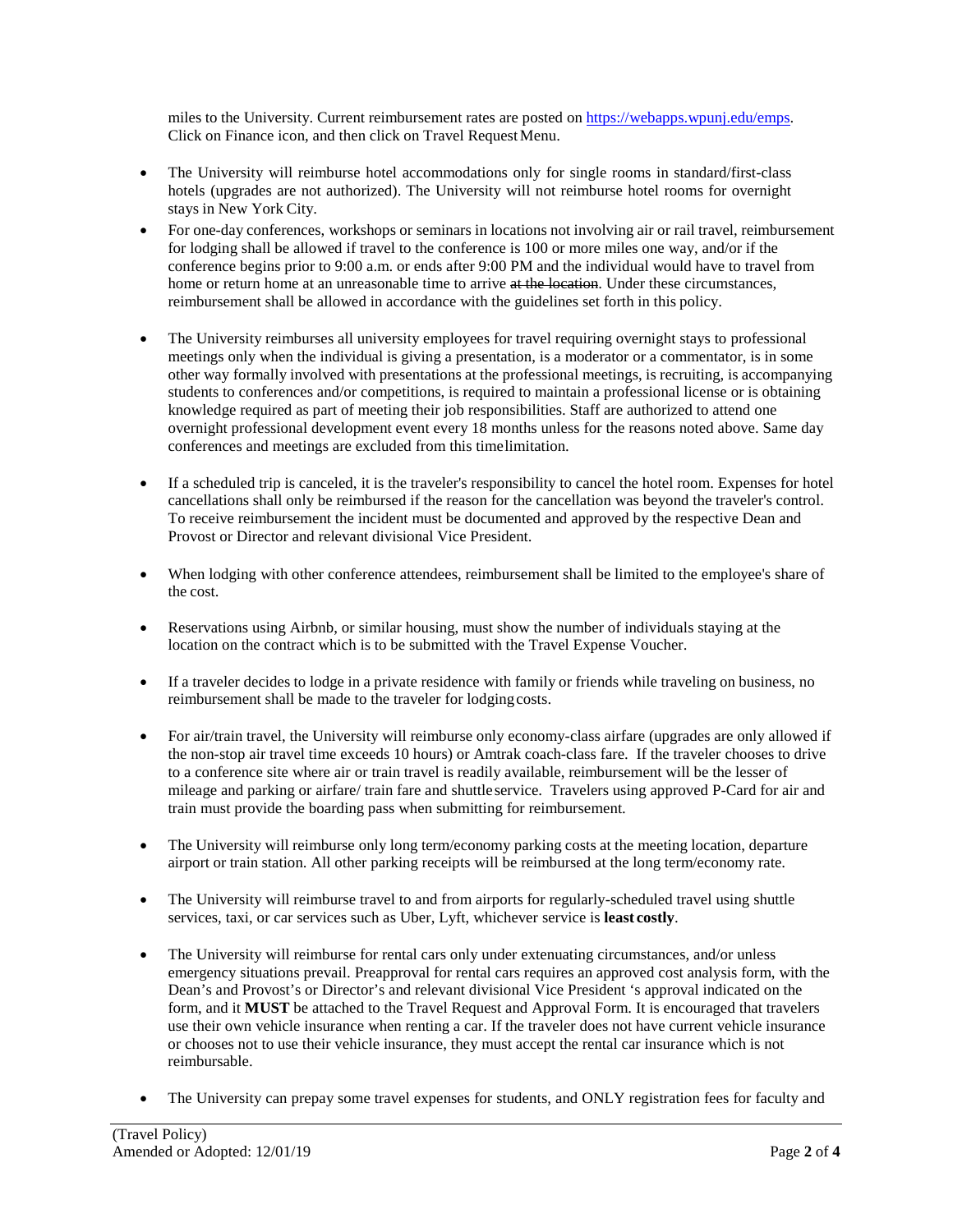miles to the University. Current reimbursement rates are posted on https://webapps.wpunj.edu/emps. Click on Finance icon, and then click on Travel Request Menu.

- The University will reimburse hotel accommodations only for single rooms in standard/first-class hotels (upgrades are not authorized). The University will not reimburse hotel rooms for overnight stays in New York City.

- For one-day conferences, workshops or seminars in locations not involving air or rail travel, reimbursement for lodging shall be allowed if travel to the conference is 100 or more miles one way, and/or if the conference begins prior to 9:00 a.m. or ends after 9:00 PM and the individual would have to travel from home or return home at an unreasonable time to arrive ~~at the location~~. Under these circumstances, reimbursement shall be allowed in accordance with the guidelines set forth in this policy.

- The University reimburses all university employees for travel requiring overnight stays to professional meetings only when the individual is giving a presentation, is a moderator or a commentator, is in some other way formally involved with presentations at the professional meetings, is recruiting, is accompanying students to conferences and/or competitions, is required to maintain a professional license or is obtaining knowledge required as part of meeting their job responsibilities. Staff are authorized to attend one overnight professional development event every 18 months unless for the reasons noted above. Same day conferences and meetings are excluded from this time limitation.

- If a scheduled trip is canceled, it is the traveler's responsibility to cancel the hotel room. Expenses for hotel cancellations shall only be reimbursed if the reason for the cancellation was beyond the traveler's control. To receive reimbursement the incident must be documented and approved by the respective Dean and Provost or Director and relevant divisional Vice President.

- When lodging with other conference attendees, reimbursement shall be limited to the employee's share of the cost.

- Reservations using Airbnb, or similar housing, must show the number of individuals staying at the location on the contract which is to be submitted with the Travel Expense Voucher.

- If a traveler decides to lodge in a private residence with family or friends while traveling on business, no reimbursement shall be made to the traveler for lodging costs.

- For air/train travel, the University will reimburse only economy-class airfare (upgrades are only allowed if the non-stop air travel time exceeds 10 hours) or Amtrak coach-class fare. If the traveler chooses to drive to a conference site where air or train travel is readily available, reimbursement will be the lesser of mileage and parking or airfare/ train fare and shuttle service. Travelers using approved P-Card for air and train must provide the boarding pass when submitting for reimbursement.

- The University will reimburse only long term/economy parking costs at the meeting location, departure airport or train station. All other parking receipts will be reimbursed at the long term/economy rate.

- The University will reimburse travel to and from airports for regularly-scheduled travel using shuttle services, taxi, or car services such as Uber, Lyft, whichever service is **least costly**.

- The University will reimburse for rental cars only under extenuating circumstances, and/or unless emergency situations prevail. Preapproval for rental cars requires an approved cost analysis form, with the Dean's and Provost's or Director's and relevant divisional Vice President 's approval indicated on the form, and it **MUST** be attached to the Travel Request and Approval Form. It is encouraged that travelers use their own vehicle insurance when renting a car. If the traveler does not have current vehicle insurance or chooses not to use their vehicle insurance, they must accept the rental car insurance which is not reimbursable.

- The University can prepay some travel expenses for students, and ONLY registration fees for faculty and

(Travel Policy)
Amended or Adopted: 12/01/19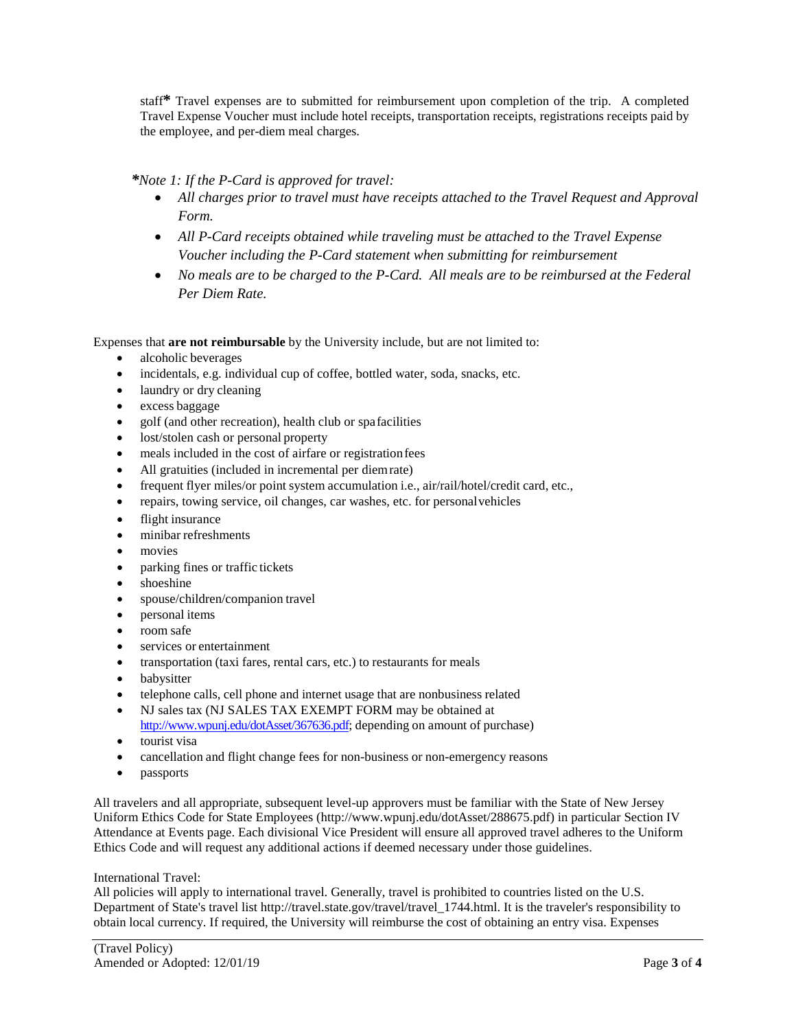staff* Travel expenses are to submitted for reimbursement upon completion of the trip. A completed Travel Expense Voucher must include hotel receipts, transportation receipts, registrations receipts paid by the employee, and per-diem meal charges.

*\*Note 1: If the P-Card is approved for travel:*

- *All charges prior to travel must have receipts attached to the Travel Request and Approval Form.*
- *All P-Card receipts obtained while traveling must be attached to the Travel Expense Voucher including the P-Card statement when submitting for reimbursement*
- *No meals are to be charged to the P-Card. All meals are to be reimbursed at the Federal Per Diem Rate.*

Expenses that **are not reimbursable** by the University include, but are not limited to:

- alcoholic beverages
- incidentals, e.g. individual cup of coffee, bottled water, soda, snacks, etc.
- laundry or dry cleaning
- excess baggage
- golf (and other recreation), health club or spa facilities
- lost/stolen cash or personal property
- meals included in the cost of airfare or registration fees
- All gratuities (included in incremental per diem rate)
- frequent flyer miles/or point system accumulation i.e., air/rail/hotel/credit card, etc.,
- repairs, towing service, oil changes, car washes, etc. for personal vehicles
- flight insurance
- minibar refreshments
- movies
- parking fines or traffic tickets
- shoeshine
- spouse/children/companion travel
- personal items
- room safe
- services or entertainment
- transportation (taxi fares, rental cars, etc.) to restaurants for meals
- babysitter
- telephone calls, cell phone and internet usage that are nonbusiness related
- NJ sales tax (NJ SALES TAX EXEMPT FORM may be obtained at http://www.wpunj.edu/dotAsset/367636.pdf; depending on amount of purchase)
- tourist visa
- cancellation and flight change fees for non-business or non-emergency reasons
- passports

All travelers and all appropriate, subsequent level-up approvers must be familiar with the State of New Jersey Uniform Ethics Code for State Employees (http://www.wpunj.edu/dotAsset/288675.pdf) in particular Section IV Attendance at Events page. Each divisional Vice President will ensure all approved travel adheres to the Uniform Ethics Code and will request any additional actions if deemed necessary under those guidelines.

International Travel:
All policies will apply to international travel. Generally, travel is prohibited to countries listed on the U.S. Department of State's travel list http://travel.state.gov/travel/travel_1744.html. It is the traveler's responsibility to obtain local currency. If required, the University will reimburse the cost of obtaining an entry visa. Expenses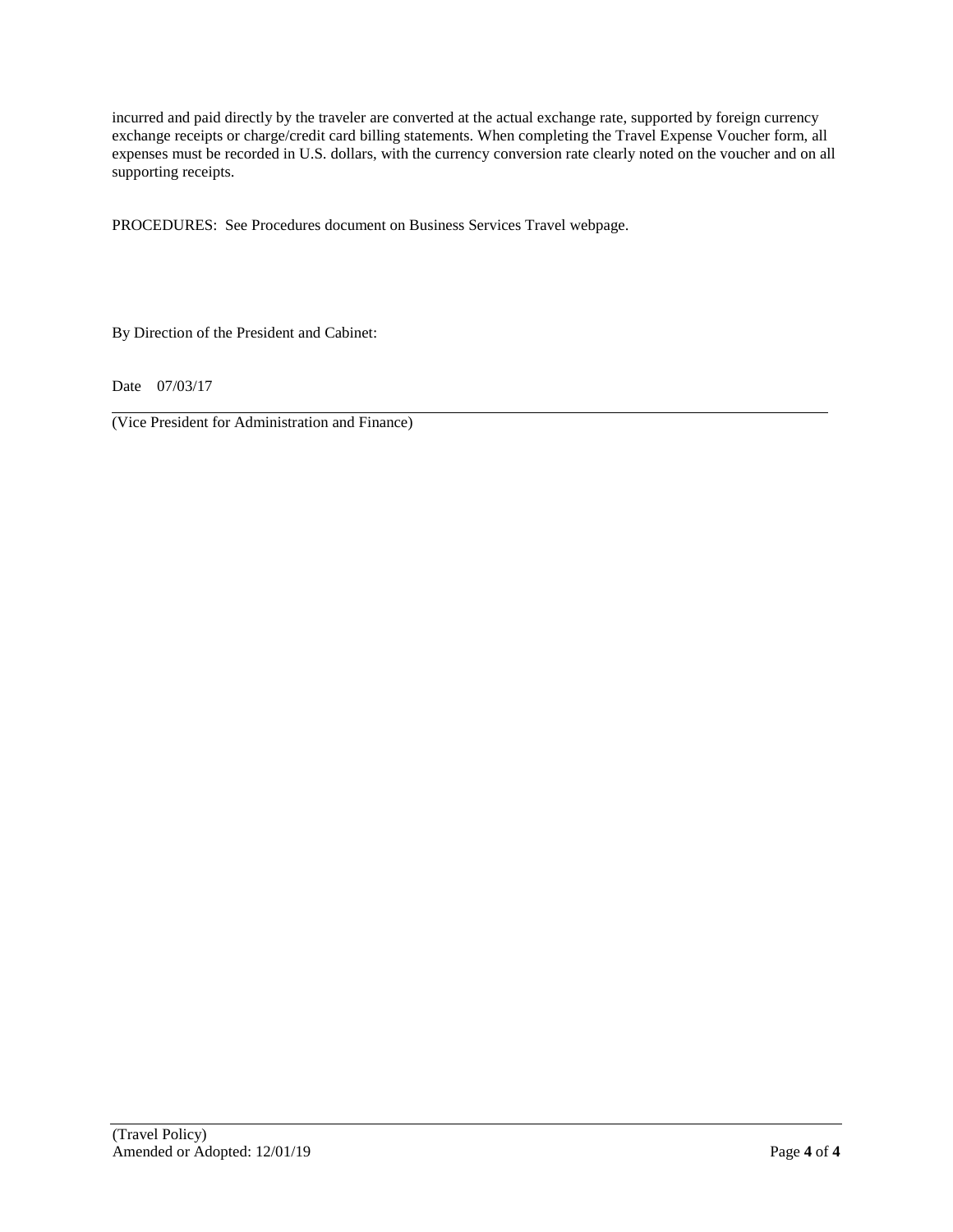incurred and paid directly by the traveler are converted at the actual exchange rate, supported by foreign currency exchange receipts or charge/credit card billing statements. When completing the Travel Expense Voucher form, all expenses must be recorded in U.S. dollars, with the currency conversion rate clearly noted on the voucher and on all supporting receipts.

PROCEDURES: See Procedures document on Business Services Travel webpage.

By Direction of the President and Cabinet:

Date 07/03/17

(Vice President for Administration and Finance)